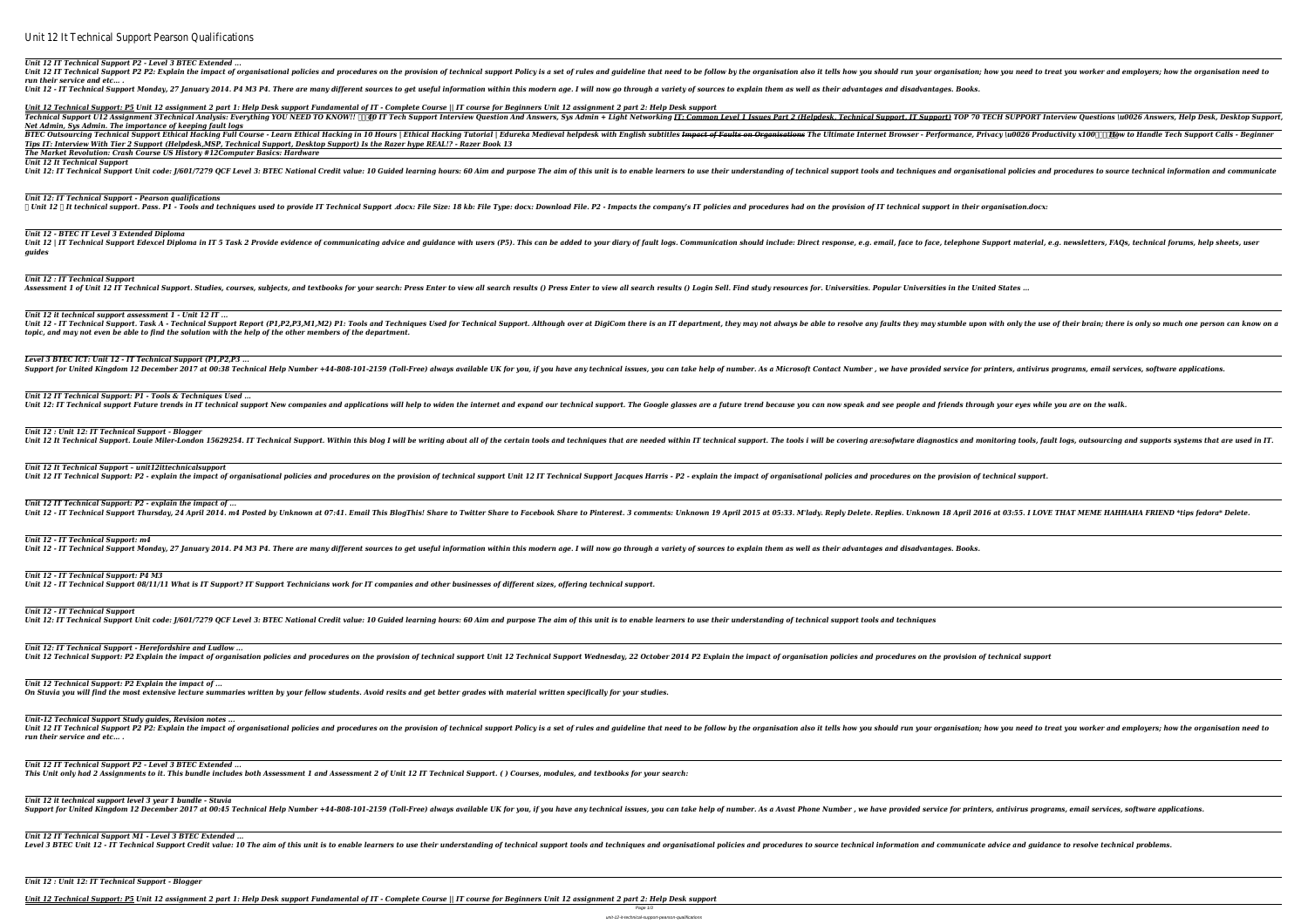# Unit 12 It Technical Support Pearson Qualifications

***Unit 12 IT Technical Support P2 - Level 3 BTEC Extended ...***

*Unit 12 IT Technical Support P2 P2: Explain the impact of organisational policies and procedures on the provision of technical support Policy is a set of rules and guideline that need to be follow by the organisation also it tells how you should run your organisation; how you need to treat you worker and employers; how the organisation need to run their service and etc... .*

*Unit 12 - IT Technical Support Monday, 27 January 2014. P4 M3 P4. There are many different sources to get useful information within this modern age. I will now go through a variety of sources to explain them as well as their advantages and disadvantages. Books.*

***Unit 12 Technical Support: P5** Unit 12 assignment 2 part 1: Help Desk support Fundamental of IT - Complete Course || IT course for Beginners Unit 12 assignment 2 part 2: Help Desk support*

*Technical Support U12 Assignment 3Technical Analysis: Everything YOU NEED TO KNOW!! 10 IT Tech Support Interview Question And Answers, Sys Admin + Light Networking IT: Common Level 1 Issues Part 2 (Helpdesk, Technical Support, IT Support) TOP 70 TECH SUPPORT Interview Questions \u0026 Answers, Help Desk, Desktop Support, Net Admin, Sys Admin. The importance of keeping fault logs*

*BTEC Outsourcing Technical Support Ethical Hacking Full Course - Learn Ethical Hacking in 10 Hours | Ethical Hacking Tutorial | Edureka Medieval helpdesk with English subtitles Impact of Faults on Organisations The Ultimate Internet Browser - Performance, Privacy \u0026 Productivity x100 How to Handle Tech Support Calls - Beginner Tips IT: Interview With Tier 2 Support (Helpdesk,MSP, Technical Support, Desktop Support) Is the Razer hype REAL!? - Razer Book 13*

***The Market Revolution: Crash Course US History #12Computer Basics: Hardware***

***Unit 12 It Technical Support***

*Unit 12: IT Technical Support Unit code: J/601/7279 QCF Level 3: BTEC National Credit value: 10 Guided learning hours: 60 Aim and purpose The aim of this unit is to enable learners to use their understanding of technical support tools and techniques and organisational policies and procedures to source technical information and communicate*

***Unit 12: IT Technical Support - Pearson qualifications***

*Unit 12 It technical support. Pass. P1 - Tools and techniques used to provide IT Technical Support .docx: File Size: 18 kb: File Type: docx: Download File. P2 - Impacts the company's IT policies and procedures had on the provision of IT technical support in their organisation.docx:*

***Unit 12 - BTEC IT Level 3 Extended Diploma***

*Unit 12 | IT Technical Support Edexcel Diploma in IT 5 Task 2 Provide evidence of communicating advice and guidance with users (P5). This can be added to your diary of fault logs. Communication should include: Direct response, e.g. email, face to face, telephone Support material, e.g. newsletters, FAQs, technical forums, help sheets, user guides*

***Unit 12 : IT Technical Support***

*Assessment 1 of Unit 12 IT Technical Support. Studies, courses, subjects, and textbooks for your search: Press Enter to view all search results () Press Enter to view all search results () Login Sell. Find study resources for. Universities. Popular Universities in the United States ...*

***Unit 12 it technical support assessment 1 - Unit 12 IT ...***

*Unit 12 - IT Technical Support. Task A - Technical Support Report (P1,P2,P3,M1,M2) P1: Tools and Techniques Used for Technical Support. Although over at DigiCom there is an IT department, they may not always be able to resolve any faults they may stumble upon with only the use of their brain; there is only so much one person can know on a topic, and may not even be able to find the solution with the help of the other members of the department.*

***Level 3 BTEC ICT: Unit 12 - IT Technical Support (P1,P2,P3 ...***

*Support for United Kingdom 12 December 2017 at 00:38 Technical Help Number +44-808-101-2159 (Toll-Free) always available UK for you, if you have any technical issues, you can take help of number. As a Microsoft Contact Number , we have provided service for printers, antivirus programs, email services, software applications.*

***Unit 12 IT Technical Support: P1 - Tools & Techniques Used ...***

*Unit 12: IT Technical support Future trends in IT technical support New companies and applications will help to widen the internet and expand our technical support. The Google glasses are a future trend because you can now speak and see people and friends through your eyes while you are on the walk.*

***Unit 12 : Unit 12: IT Technical Support - Blogger***

*Unit 12 It Technical Support. Louie Miler-London 15629254. IT Technical Support. Within this blog I will be writing about all of the certain tools and techniques that are needed within IT technical support. The tools i will be covering are:sofwtare diagnostics and monitoring tools, fault logs, outsourcing and supports systems that are used in IT.*

***Unit 12 It Technical Support - unit12ittechnicalsupport***

*Unit 12 IT Technical Support: P2 - explain the impact of organisational policies and procedures on the provision of technical support Unit 12 IT Technical Support Jacques Harris - P2 - explain the impact of organisational policies and procedures on the provision of technical support.*

***Unit 12 IT Technical Support: P2 - explain the impact of ...***

*Unit 12 - IT Technical Support Thursday, 24 April 2014. m4 Posted by Unknown at 07:41. Email This BlogThis! Share to Twitter Share to Facebook Share to Pinterest. 3 comments: Unknown 19 April 2015 at 05:33. M'lady. Reply Delete. Replies. Unknown 18 April 2016 at 03:55. I LOVE THAT MEME HAHHAHA FRIEND *tips fedora* Delete.*

***Unit 12 - IT Technical Support: m4***

*Unit 12 - IT Technical Support Monday, 27 January 2014. P4 M3 P4. There are many different sources to get useful information within this modern age. I will now go through a variety of sources to explain them as well as their advantages and disadvantages. Books.*

***Unit 12 - IT Technical Support: P4 M3***

*Unit 12 - IT Technical Support 08/11/11 What is IT Support? IT Support Technicians work for IT companies and other businesses of different sizes, offering technical support.*

***Unit 12 - IT Technical Support***

*Unit 12: IT Technical Support Unit code: J/601/7279 QCF Level 3: BTEC National Credit value: 10 Guided learning hours: 60 Aim and purpose The aim of this unit is to enable learners to use their understanding of technical support tools and techniques*

***Unit 12: IT Technical Support - Herefordshire and Ludlow ...***

*Unit 12 Technical Support: P2 Explain the impact of organisation policies and procedures on the provision of technical support Unit 12 Technical Support Wednesday, 22 October 2014 P2 Explain the impact of organisation policies and procedures on the provision of technical support*

***Unit 12 Technical Support: P2 Explain the impact of ...***

*On Stuvia you will find the most extensive lecture summaries written by your fellow students. Avoid resits and get better grades with material written specifically for your studies.*

***Unit-12 Technical Support Study guides, Revision notes ...***

*Unit 12 IT Technical Support P2 P2: Explain the impact of organisational policies and procedures on the provision of technical support Policy is a set of rules and guideline that need to be follow by the organisation also it tells how you should run your organisation; how you need to treat you worker and employers; how the organisation need to run their service and etc... .*

***Unit 12 IT Technical Support P2 - Level 3 BTEC Extended ...***

*This Unit only had 2 Assignments to it. This bundle includes both Assessment 1 and Assessment 2 of Unit 12 IT Technical Support. ( ) Courses, modules, and textbooks for your search:*

***Unit 12 it technical support level 3 year 1 bundle - Stuvia***

*Support for United Kingdom 12 December 2017 at 00:45 Technical Help Number +44-808-101-2159 (Toll-Free) always available UK for you, if you have any technical issues, you can take help of number. As a Avast Phone Number , we have provided service for printers, antivirus programs, email services, software applications.*

***Unit 12 IT Technical Support M1 - Level 3 BTEC Extended ...***

*Level 3 BTEC Unit 12 - IT Technical Support Credit value: 10 The aim of this unit is to enable learners to use their understanding of technical support tools and techniques and organisational policies and procedures to source technical information and communicate advice and guidance to resolve technical problems.*

***Unit 12 : Unit 12: IT Technical Support - Blogger***

***Unit 12 Technical Support: P5** Unit 12 assignment 2 part 1: Help Desk support Fundamental of IT - Complete Course || IT course for Beginners Unit 12 assignment 2 part 2: Help Desk support*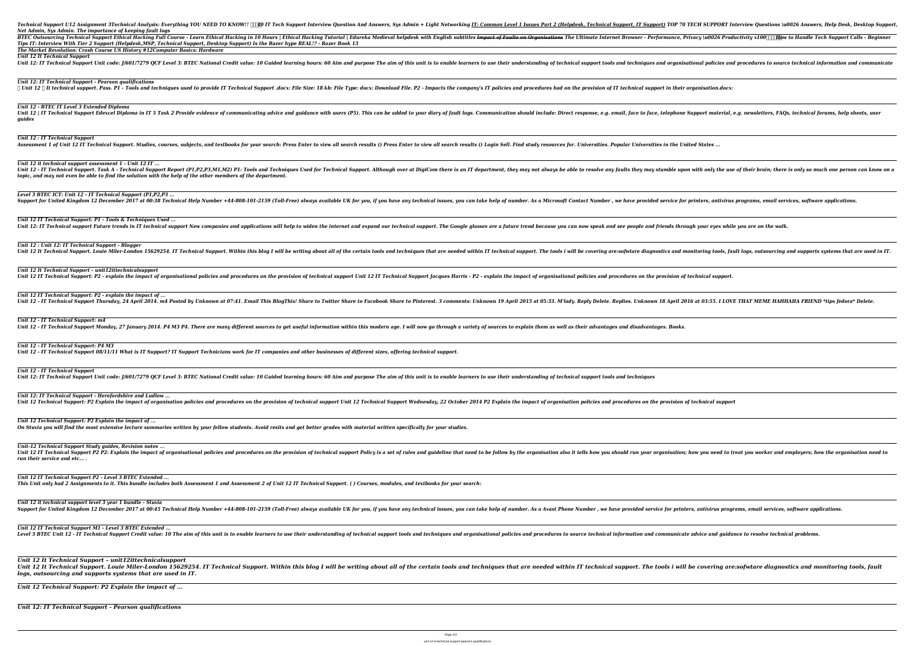*Technical Support U12 Assignment 3Technical Analysis: Everything YOU NEED TO KNOW!! 40 IT Tech Support Interview Question And Answers, Sys Admin + Light Networking IT: Common Level 1 Issues Part 2 (Helpdesk, Technical Support, IT Support) TOP 70 TECH SUPPORT Interview Questions \u0026 Answers, Help Desk, Desktop Support, Net Admin, Sys Admin. The importance of keeping fault logs*

*BTEC Outsourcing Technical Support Ethical Hacking Full Course - Learn Ethical Hacking in 10 Hours | Ethical Hacking Tutorial | Edureka Medieval helpdesk with English subtitles Impact of Faults on Organisations The Ultimate Internet Browser - Performance, Privacy \u0026 Productivity x100 How to Handle Tech Support Calls - Beginner Tips IT: Interview With Tier 2 Support (Helpdesk,MSP, Technical Support, Desktop Support) Is the Razer hype REAL!? - Razer Book 13*

*The Market Revolution: Crash Course US History #12Computer Basics: Hardware*

*Unit 12 It Technical Support*

Unit 12: IT Technical Support Unit code: J/601/7279 QCF Level 3: BTEC National Credit value: 10 Guided learning hours: 60 Aim and purpose The aim of this unit is to enable learners to use their understanding of technical support tools and techniques and organisational policies and procedures to source technical information and communicate

*Unit 12: IT Technical Support - Pearson qualifications*

Unit 12 It technical support. Pass. P1 - Tools and techniques used to provide IT Technical Support .docx: File Size: 18 kb: File Type: docx: Download File. P2 - Impacts the company's IT policies and procedures had on the provision of IT technical support in their organisation.docx:

*Unit 12 - BTEC IT Level 3 Extended Diploma*

Unit 12 | IT Technical Support Edexcel Diploma in IT 5 Task 2 Provide evidence of communicating advice and guidance with users (P5). This can be added to your diary of fault logs. Communication should include: Direct response, e.g. email, face to face, telephone Support material, e.g. newsletters, FAQs, technical forums, help sheets, user guides

*Unit 12 : IT Technical Support*

Assessment 1 of Unit 12 IT Technical Support. Studies, courses, subjects, and textbooks for your search: Press Enter to view all search results () Press Enter to view all search results () Login Sell. Find study resources for. Universities. Popular Universities in the United States ...

*Unit 12 it technical support assessment 1 - Unit 12 IT ...*

Unit 12 - IT Technical Support. Task A - Technical Support Report (P1,P2,P3,M1,M2) P1: Tools and Techniques Used for Technical Support. Although over at DigiCom there is an IT department, they may not always be able to resolve any faults they may stumble upon with only the use of their brain; there is only so much one person can know on a topic, and may not even be able to find the solution with the help of the other members of the department.

*Level 3 BTEC ICT: Unit 12 - IT Technical Support (P1,P2,P3 ...*

Support for United Kingdom 12 December 2017 at 00:38 Technical Help Number +44-808-101-2159 (Toll-Free) always available UK for you, if you have any technical issues, you can take help of number. As a Microsoft Contact Number , we have provided service for printers, antivirus programs, email services, software applications.

*Unit 12 IT Technical Support: P1 - Tools & Techniques Used ...*

Unit 12: IT Technical support Future trends in IT technical support New companies and applications will help to widen the internet and expand our technical support. The Google glasses are a future trend because you can now speak and see people and friends through your eyes while you are on the walk.

*Unit 12 : Unit 12: IT Technical Support - Blogger*

Unit 12 It Technical Support. Louie Miler-London 15629254. IT Technical Support. Within this blog I will be writing about all of the certain tools and techniques that are needed within IT technical support. The tools i will be covering are:sofwtare diagnostics and monitoring tools, fault logs, outsourcing and supports systems that are used in IT.

*Unit 12 It Technical Support – unit12ittechnicalsupport*

Unit 12 IT Technical Support: P2 - explain the impact of organisational policies and procedures on the provision of technical support Unit 12 IT Technical Support Jacques Harris - P2 - explain the impact of organisational policies and procedures on the provision of technical support.

*Unit 12 IT Technical Support: P2 - explain the impact of ...*

Unit 12 - IT Technical Support Thursday, 24 April 2014. m4 Posted by Unknown at 07:41. Email This BlogThis! Share to Twitter Share to Facebook Share to Pinterest. 3 comments: Unknown 19 April 2015 at 05:33. M'lady. Reply Delete. Replies. Unknown 18 April 2016 at 03:55. I LOVE THAT MEME HAHHAHA FRIEND *tips fedora* Delete.

*Unit 12 - IT Technical Support: m4*

Unit 12 - IT Technical Support Monday, 27 January 2014. P4 M3 P4. There are many different sources to get useful information within this modern age. I will now go through a variety of sources to explain them as well as their advantages and disadvantages. Books.

*Unit 12 - IT Technical Support: P4 M3*

*Unit 12 - IT Technical Support 08/11/11 What is IT Support? IT Support Technicians work for IT companies and other businesses of different sizes, offering technical support.*

*Unit 12 - IT Technical Support*

Unit 12: IT Technical Support Unit code: J/601/7279 QCF Level 3: BTEC National Credit value: 10 Guided learning hours: 60 Aim and purpose The aim of this unit is to enable learners to use their understanding of technical support tools and techniques

*Unit 12: IT Technical Support - Herefordshire and Ludlow ...*

Unit 12 Technical Support: P2 Explain the impact of organisation policies and procedures on the provision of technical support Unit 12 Technical Support Wednesday, 22 October 2014 P2 Explain the impact of organisation policies and procedures on the provision of technical support

*Unit 12 Technical Support: P2 Explain the impact of ...*

*On Stuvia you will find the most extensive lecture summaries written by your fellow students. Avoid resits and get better grades with material written specifically for your studies.*

*Unit-12 Technical Support Study guides, Revision notes ...*

Unit 12 IT Technical Support P2 P2: Explain the impact of organisational policies and procedures on the provision of technical support Policy is a set of rules and guideline that need to be follow by the organisation also it tells how you should run your organisation; how you need to treat you worker and employers; how the organisation need to run their service and etc... .

*Unit 12 IT Technical Support P2 - Level 3 BTEC Extended ...*

*This Unit only had 2 Assignments to it. This bundle includes both Assessment 1 and Assessment 2 of Unit 12 IT Technical Support. ( ) Courses, modules, and textbooks for your search:*

*Unit 12 it technical support level 3 year 1 bundle - Stuvia*

Support for United Kingdom 12 December 2017 at 00:45 Technical Help Number +44-808-101-2159 (Toll-Free) always available UK for you, if you have any technical issues, you can take help of number. As a Avast Phone Number , we have provided service for printers, antivirus programs, email services, software applications.

*Unit 12 IT Technical Support M1 - Level 3 BTEC Extended ...*

Level 3 BTEC Unit 12 - IT Technical Support Credit value: 10 The aim of this unit is to enable learners to use their understanding of technical support tools and techniques and organisational policies and procedures to source technical information and communicate advice and guidance to resolve technical problems.

*Unit 12 It Technical Support – unit12ittechnicalsupport*

*Unit 12 It Technical Support. Louie Miler-London 15629254. IT Technical Support. Within this blog I will be writing about all of the certain tools and techniques that are needed within IT technical support. The tools i will be covering are:sofwtare diagnostics and monitoring tools, fault logs, outsourcing and supports systems that are used in IT.*

*Unit 12 Technical Support: P2 Explain the impact of ...*

*Unit 12: IT Technical Support - Pearson qualifications*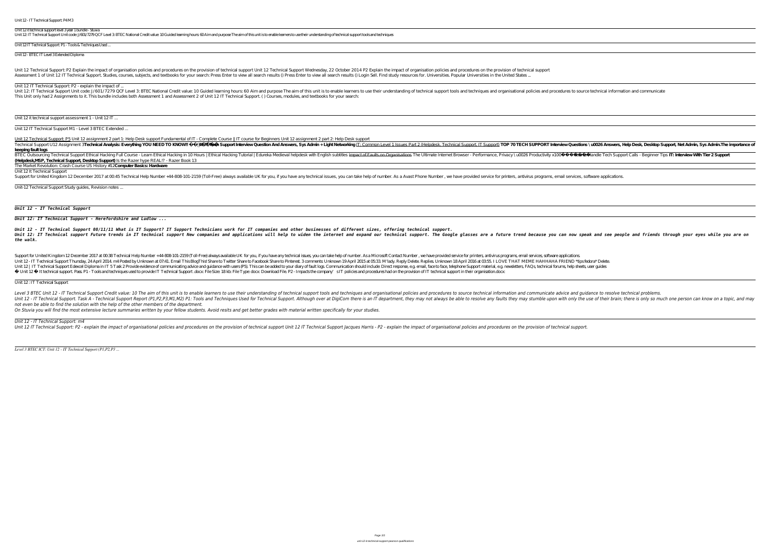Unit 12 - IT Technical Support: P4 M3

Unit 12 it technical support level 3 year 1 bundle - Stuvia
Unit 12: IT Technical Support Unit code: J/601/7279 QCF Level 3: BTEC National Credit value: 10 Guided learning hours: 60 Aim and purpose The aim of this unit is to enable learners to use their understanding of technical support tools and techniques

Unit 12 IT Technical Support: P1 - Tools & Techniques Used ...

Unit 12 - BTEC IT Level 3 Extended Diploma

Unit 12 Technical Support: P2 Explain the impact of organisation policies and procedures on the provision of technical support Unit 12 Technical Support Wednesday, 22 October 2014 P2 Explain the impact of organisation policies and procedures on the provision of technical support
Assessment 1 of Unit 12 IT Technical Support. Studies, courses, subjects, and textbooks for your search: Press Enter to view all search results () Press Enter to view all search results () Login Sell. Find study resources for. Universities. Popular Universities in the United States ...

Unit 12 IT Technical Support: P2 - explain the impact of ...
Unit 12: IT Technical Support Unit code: J/601/7279 QCF Level 3: BTEC National Credit value: 10 Guided learning hours: 60 Aim and purpose The aim of this unit is to enable learners to use their understanding of technical support tools and techniques and organisational policies and procedures to source technical information and communicate
This Unit only had 2 Assignments to it. This bundle includes both Assessment 1 and Assessment 2 of Unit 12 IT Technical Support. ( ) Courses, modules, and textbooks for your search:

Unit 12 it technical support assessment 1 - Unit 12 IT ...

Unit 12 IT Technical Support M1 - Level 3 BTEC Extended ...

Unit 12 Technical Support: P5 Unit 12 assignment 2 part 1: Help Desk support Fundamental of IT - Complete Course || IT course for Beginners Unit 12 assignment 2 part 2: Help Desk support
Technical Support U12 Assignment 3 **Technical Analysis: Everything YOU NEED TO KNOW!!** **Tech Support Interview Question And Answers, Sys Admin + Light Networking** IT: Common Level 1 Issues Part 2 (Helpdesk, Technical Support, IT Support) **TOP 70 TECH SUPPORT Interview Questions \u0026 Answers, Help Desk, Desktop Support, Net Admin, Sys Admin.** **The importance of keeping fault logs**
BTEC Outsourcing Technical Support Ethical Hacking Full Course - Learn Ethical Hacking in 10 Hours | Ethical Hacking Tutorial | Edureka Medieval helpdesk with English subtitles Impact of Faults on Organisations The Ultimate Internet Browser - Performance, Privacy \u0026 Productivity x100 How to Handle Tech Support Calls - Beginner Tips **IT: Interview With Tier 2 Support (Helpdesk,MSP, Technical Support, Desktop Support)** Is the Razer hype REAL!? - Razer Book 13
The Market Revolution: Crash Course US History #12 **Computer Basics: Hardware**

Unit 12 It Technical Support
Support for United Kingdom 12 December 2017 at 00:45 Technical Help Number +44-808-101-2159 (Toll-Free) always available UK for you, if you have any technical issues, you can take help of number. As a Avast Phone Number , we have provided service for printers, antivirus programs, email services, software applications.

Unit-12 Technical Support Study guides, Revision notes ...

*Unit 12 - IT Technical Support*

*Unit 12: IT Technical Support - Herefordshire and Ludlow ...*

*Unit 12 - IT Technical Support 08/11/11 What is IT Support? IT Support Technicians work for IT companies and other businesses of different sizes, offering technical support.*
*Unit 12: IT Technical support Future trends in IT technical support New companies and applications will help to widen the internet and expand our technical support. The Google glasses are a future trend because you can now speak and see people and friends through your eyes while you are on the walk.*

Support for United Kingdom 12 December 2017 at 00:38 Technical Help Number +44-808-101-2159 (Toll-Free) always available UK for you, if you have any technical issues, you can take help of number. As a Microsoft Contact Number , we have provided service for printers, antivirus programs, email services, software applications.
Unit 12 - IT Technical Support Thursday, 24 April 2014. m4 Posted by Unknown at 07:41. Email This BlogThis! Share to Twitter Share to Facebook Share to Pinterest. 3 comments: Unknown 19 April 2015 at 05:33. M'lady. Reply Delete. Replies. Unknown 18 April 2016 at 03:55. I LOVE THAT MEME HAHHAHA FRIEND *tips fedora* Delete.
Unit 12 | IT Technical Support Edexcel Diploma in IT 5 Task 2 Provide evidence of communicating advice and guidance with users (P5). This can be added to your diary of fault logs. Communication should include: Direct response, e.g. email, face to face, telephone Support material, e.g. newsletters, FAQs, technical forums, help sheets, user guides
» Unit 12 » It technical support. Pass. P1 - Tools and techniques used to provide IT Technical Support .docx: File Size: 18 kb: File Type: docx: Download File. P2 - Impacts the company's IT policies and procedures had on the provision of IT technical support in their organisation.docx:

Unit 12 : IT Technical Support

*Level 3 BTEC Unit 12 - IT Technical Support Credit value: 10 The aim of this unit is to enable learners to use their understanding of technical support tools and techniques and organisational policies and procedures to source technical information and communicate advice and guidance to resolve technical problems.*
*Unit 12 - IT Technical Support. Task A - Technical Support Report (P1,P2,P3,M1,M2) P1: Tools and Techniques Used for Technical Support. Although over at DigiCom there is an IT department, they may not always be able to resolve any faults they may stumble upon with only the use of their brain; there is only so much one person can know on a topic, and may not even be able to find the solution with the help of the other members of the department.*
*On Stuvia you will find the most extensive lecture summaries written by your fellow students. Avoid resits and get better grades with material written specifically for your studies.*

*Unit 12 - IT Technical Support: m4*
*Unit 12 IT Technical Support: P2 - explain the impact of organisational policies and procedures on the provision of technical support Unit 12 IT Technical Support Jacques Harris - P2 - explain the impact of organisational policies and procedures on the provision of technical support.*

*Level 3 BTEC ICT: Unit 12 - IT Technical Support (P1,P2,P3 ...*